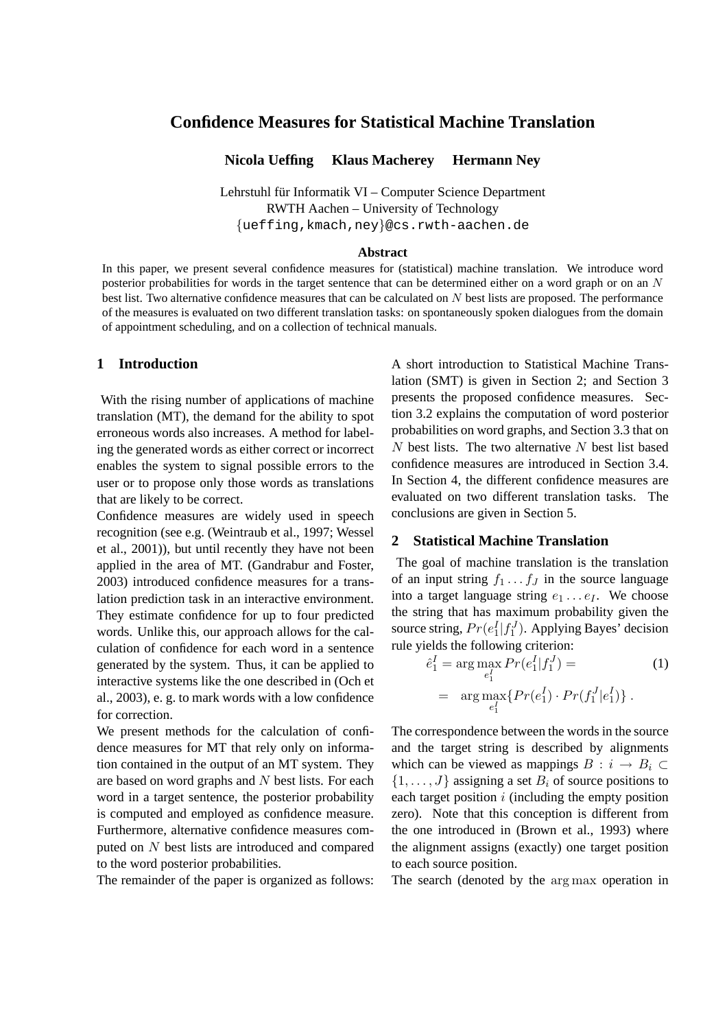# Confidence Measures for Statistical Machine Translation

**Nicola Ueffing Klaus Macherey Hermann Ney**

Lehrstuhl für Informatik VI – Computer Science Department
RWTH Aachen – University of Technology
{ueffing,kmach,ney}@cs.rwth-aachen.de

### Abstract

In this paper, we present several confidence measures for (statistical) machine translation. We introduce word posterior probabilities for words in the target sentence that can be determined either on a word graph or on an $N$ best list. Two alternative confidence measures that can be calculated on $N$ best lists are proposed. The performance of the measures is evaluated on two different translation tasks: on spontaneously spoken dialogues from the domain of appointment scheduling, and on a collection of technical manuals.

## 1 Introduction

With the rising number of applications of machine translation (MT), the demand for the ability to spot erroneous words also increases. A method for labeling the generated words as either correct or incorrect enables the system to signal possible errors to the user or to propose only those words as translations that are likely to be correct.

Confidence measures are widely used in speech recognition (see e.g. (Weintraub et al., 1997; Wessel et al., 2001)), but until recently they have not been applied in the area of MT. (Gandrabur and Foster, 2003) introduced confidence measures for a translation prediction task in an interactive environment. They estimate confidence for up to four predicted words. Unlike this, our approach allows for the calculation of confidence for each word in a sentence generated by the system. Thus, it can be applied to interactive systems like the one described in (Och et al., 2003), e. g. to mark words with a low confidence for correction.

We present methods for the calculation of confidence measures for MT that rely only on information contained in the output of an MT system. They are based on word graphs and $N$ best lists. For each word in a target sentence, the posterior probability is computed and employed as confidence measure. Furthermore, alternative confidence measures computed on $N$ best lists are introduced and compared to the word posterior probabilities.

The remainder of the paper is organized as follows: A short introduction to Statistical Machine Translation (SMT) is given in Section 2; and Section 3 presents the proposed confidence measures. Section 3.2 explains the computation of word posterior probabilities on word graphs, and Section 3.3 that on $N$ best lists. The two alternative $N$ best list based confidence measures are introduced in Section 3.4. In Section 4, the different confidence measures are evaluated on two different translation tasks. The conclusions are given in Section 5.

## 2 Statistical Machine Translation

The goal of machine translation is the translation of an input string $f_1 \dots f_J$ in the source language into a target language string $e_1 \dots e_I$. We choose the string that has maximum probability given the source string, $Pr(e_1^I|f_1^J)$. Applying Bayes' decision rule yields the following criterion:

$$\hat{e}_1^I = \arg\max_{e_1^I} Pr(e_1^I|f_1^J) = \quad (1)$$
$$= \arg\max_{e_1^I} \{Pr(e_1^I) \cdot Pr(f_1^J|e_1^I)\} .$$

The correspondence between the words in the source and the target string is described by alignments which can be viewed as mappings $B : i \rightarrow B_i \subset \{1, \dots, J\}$ assigning a set $B_i$ of source positions to each target position $i$ (including the empty position zero). Note that this conception is different from the one introduced in (Brown et al., 1993) where the alignment assigns (exactly) one target position to each source position.

The search (denoted by the $\arg\max$ operation in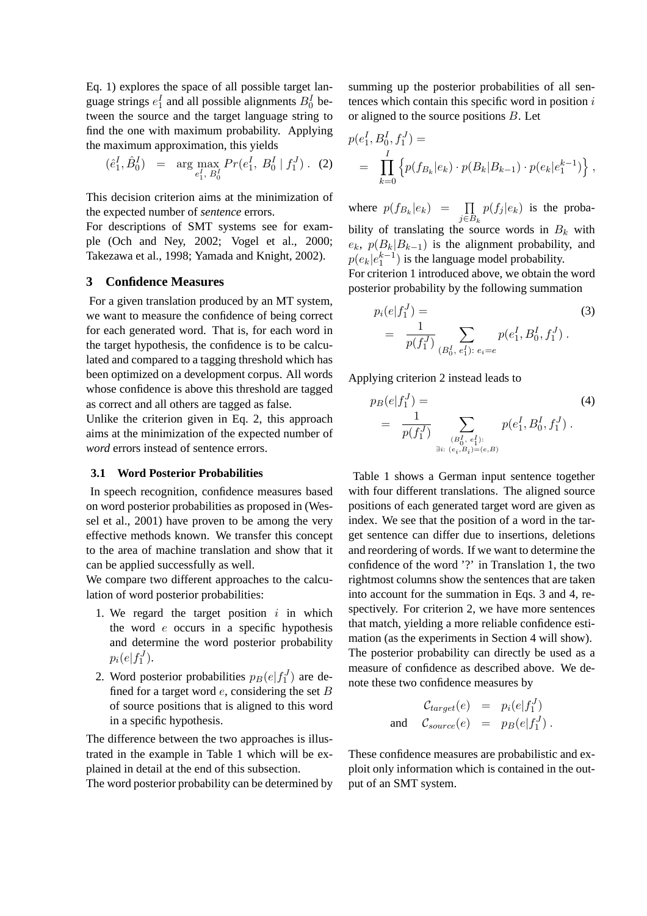Eq. 1) explores the space of all possible target language strings $e_1^I$ and all possible alignments $B_0^I$ between the source and the target language string to find the one with maximum probability. Applying the maximum approximation, this yields

$$(\hat{e}_1^I, \hat{B}_0^I) \quad = \quad \arg\max_{e_1^I,\, B_0^I} Pr(e_1^I,\, B_0^I \mid f_1^J) \,. \quad (2)$$

This decision criterion aims at the minimization of the expected number of *sentence* errors.

For descriptions of SMT systems see for example (Och and Ney, 2002; Vogel et al., 2000; Takezawa et al., 1998; Yamada and Knight, 2002).

## 3 Confidence Measures

For a given translation produced by an MT system, we want to measure the confidence of being correct for each generated word. That is, for each word in the target hypothesis, the confidence is to be calculated and compared to a tagging threshold which has been optimized on a development corpus. All words whose confidence is above this threshold are tagged as correct and all others are tagged as false.

Unlike the criterion given in Eq. 2, this approach aims at the minimization of the expected number of *word* errors instead of sentence errors.

### 3.1 Word Posterior Probabilities

In speech recognition, confidence measures based on word posterior probabilities as proposed in (Wessel et al., 2001) have proven to be among the very effective methods known. We transfer this concept to the area of machine translation and show that it can be applied successfully as well.

We compare two different approaches to the calculation of word posterior probabilities:

1. We regard the target position $i$ in which the word $e$ occurs in a specific hypothesis and determine the word posterior probability $p_i(e|f_1^J)$.
2. Word posterior probabilities $p_B(e|f_1^J)$ are defined for a target word $e$, considering the set $B$ of source positions that is aligned to this word in a specific hypothesis.

The difference between the two approaches is illustrated in the example in Table 1 which will be explained in detail at the end of this subsection.

The word posterior probability can be determined by summing up the posterior probabilities of all sentences which contain this specific word in position $i$ or aligned to the source positions $B$. Let

$$p(e_1^I, B_0^I, f_1^J) = \\ = \prod_{k=0}^{I} \left\{ p(f_{B_k}|e_k) \cdot p(B_k|B_{k-1}) \cdot p(e_k|e_1^{k-1}) \right\} ,$$

where $p(f_{B_k}|e_k) = \prod_{j \in B_k} p(f_j|e_k)$ is the probability of translating the source words in $B_k$ with $e_k$, $p(B_k|B_{k-1})$ is the alignment probability, and $p(e_k|e_1^{k-1})$ is the language model probability.

For criterion 1 introduced above, we obtain the word posterior probability by the following summation

$$p_i(e|f_1^J) = \\ = \frac{1}{p(f_1^J)} \sum_{(B_0^I,\, e_1^I):\; e_i = e} p(e_1^I, B_0^I, f_1^J) \,. \quad (3)$$

Applying criterion 2 instead leads to

$$p_B(e|f_1^J) = \\ = \frac{1}{p(f_1^J)} \sum_{\substack{(B_0^I,\, e_1^I): \\ \exists i:\; (e_i, B_i) = (e, B)}} p(e_1^I, B_0^I, f_1^J) \,. \quad (4)$$

Table 1 shows a German input sentence together with four different translations. The aligned source positions of each generated target word are given as index. We see that the position of a word in the target sentence can differ due to insertions, deletions and reordering of words. If we want to determine the confidence of the word '?' in Translation 1, the two rightmost columns show the sentences that are taken into account for the summation in Eqs. 3 and 4, respectively. For criterion 2, we have more sentences that match, yielding a more reliable confidence estimation (as the experiments in Section 4 will show).

The posterior probability can directly be used as a measure of confidence as described above. We denote these two confidence measures by

$$\begin{array}{rcl} & \mathcal{C}_{target}(e) & = & p_i(e|f_1^J) \\ \text{and} & \mathcal{C}_{source}(e) & = & p_B(e|f_1^J) \,. \end{array}$$

These confidence measures are probabilistic and exploit only information which is contained in the output of an SMT system.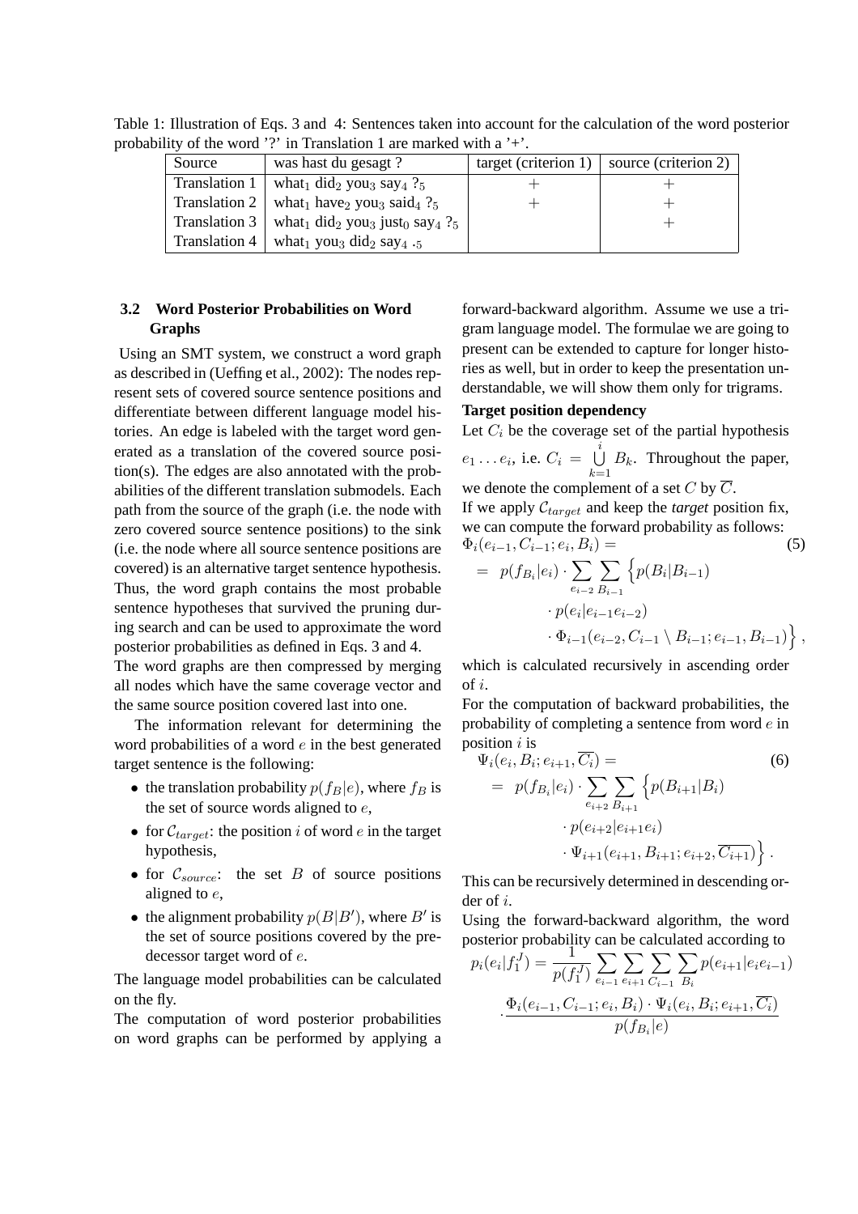Table 1: Illustration of Eqs. 3 and 4: Sentences taken into account for the calculation of the word posterior probability of the word '?' in Translation 1 are marked with a '+'.

| Source | was hast du gesagt ? | target (criterion 1) | source (criterion 2) |
|---|---|---|---|
| Translation 1 | what$_1$ did$_2$ you$_3$ say$_4$ ?$_5$ | + | + |
| Translation 2 | what$_1$ have$_2$ you$_3$ said$_4$ ?$_5$ | + | + |
| Translation 3 | what$_1$ did$_2$ you$_3$ just$_0$ say$_4$ ?$_5$ | | + |
| Translation 4 | what$_1$ you$_3$ did$_2$ say$_4$ .$_5$ | | |

### 3.2 Word Posterior Probabilities on Word Graphs

Using an SMT system, we construct a word graph as described in (Ueffing et al., 2002): The nodes represent sets of covered source sentence positions and differentiate between different language model histories. An edge is labeled with the target word generated as a translation of the covered source position(s). The edges are also annotated with the probabilities of the different translation submodels. Each path from the source of the graph (i.e. the node with zero covered source sentence positions) to the sink (i.e. the node where all source sentence positions are covered) is an alternative target sentence hypothesis. Thus, the word graph contains the most probable sentence hypotheses that survived the pruning during search and can be used to approximate the word posterior probabilities as defined in Eqs. 3 and 4.
The word graphs are then compressed by merging all nodes which have the same coverage vector and the same source position covered last into one.

The information relevant for determining the word probabilities of a word $e$ in the best generated target sentence is the following:

- the translation probability $p(f_B|e)$, where $f_B$ is the set of source words aligned to $e$,
- for $\mathcal{C}_{target}$: the position $i$ of word $e$ in the target hypothesis,
- for $\mathcal{C}_{source}$: the set $B$ of source positions aligned to $e$,
- the alignment probability $p(B|B')$, where $B'$ is the set of source positions covered by the predecessor target word of $e$.

The language model probabilities can be calculated on the fly.
The computation of word posterior probabilities on word graphs can be performed by applying a forward-backward algorithm. Assume we use a trigram language model. The formulae we are going to present can be extended to capture for longer histories as well, but in order to keep the presentation understandable, we will show them only for trigrams.

**Target position dependency**
Let $C_i$ be the coverage set of the partial hypothesis $e_1 \ldots e_i$, i.e. $C_i = \bigcup_{k=1}^{i} B_k$. Throughout the paper, we denote the complement of a set $C$ by $\overline{C}$.
If we apply $\mathcal{C}_{target}$ and keep the *target* position fix, we can compute the forward probability as follows:

$$
\begin{aligned}
&\Phi_i(e_{i-1}, C_{i-1}; e_i, B_i) = \qquad (5)\\
&= \; p(f_{B_i}|e_i) \cdot \sum_{e_{i-2}} \sum_{B_{i-1}} \Big\{ p(B_i|B_{i-1}) \\
&\qquad \cdot p(e_i|e_{i-1}e_{i-2}) \\
&\qquad \cdot \Phi_{i-1}(e_{i-2}, C_{i-1} \setminus B_{i-1}; e_{i-1}, B_{i-1}) \Big\} ,
\end{aligned}
$$

which is calculated recursively in ascending order of $i$.
For the computation of backward probabilities, the probability of completing a sentence from word $e$ in position $i$ is

$$
\begin{aligned}
&\Psi_i(e_i, B_i; e_{i+1}, \overline{C_i}) = \qquad (6)\\
&= \; p(f_{B_i}|e_i) \cdot \sum_{e_{i+2}} \sum_{B_{i+1}} \Big\{ p(B_{i+1}|B_i) \\
&\qquad \cdot p(e_{i+2}|e_{i+1}e_i) \\
&\qquad \cdot \Psi_{i+1}(e_{i+1}, B_{i+1}; e_{i+2}, \overline{C_{i+1}}) \Big\} .
\end{aligned}
$$

This can be recursively determined in descending order of $i$.
Using the forward-backward algorithm, the word posterior probability can be calculated according to

$$
\begin{aligned}
p_i(e_i|f_1^J) &= \frac{1}{p(f_1^J)} \sum_{e_{i-1}} \sum_{e_{i+1}} \sum_{C_{i-1}} \sum_{B_i} p(e_{i+1}|e_i e_{i-1}) \\
&\cdot \frac{\Phi_i(e_{i-1}, C_{i-1}; e_i, B_i) \cdot \Psi_i(e_i, B_i; e_{i+1}, \overline{C_i})}{p(f_{B_i}|e)}
\end{aligned}
$$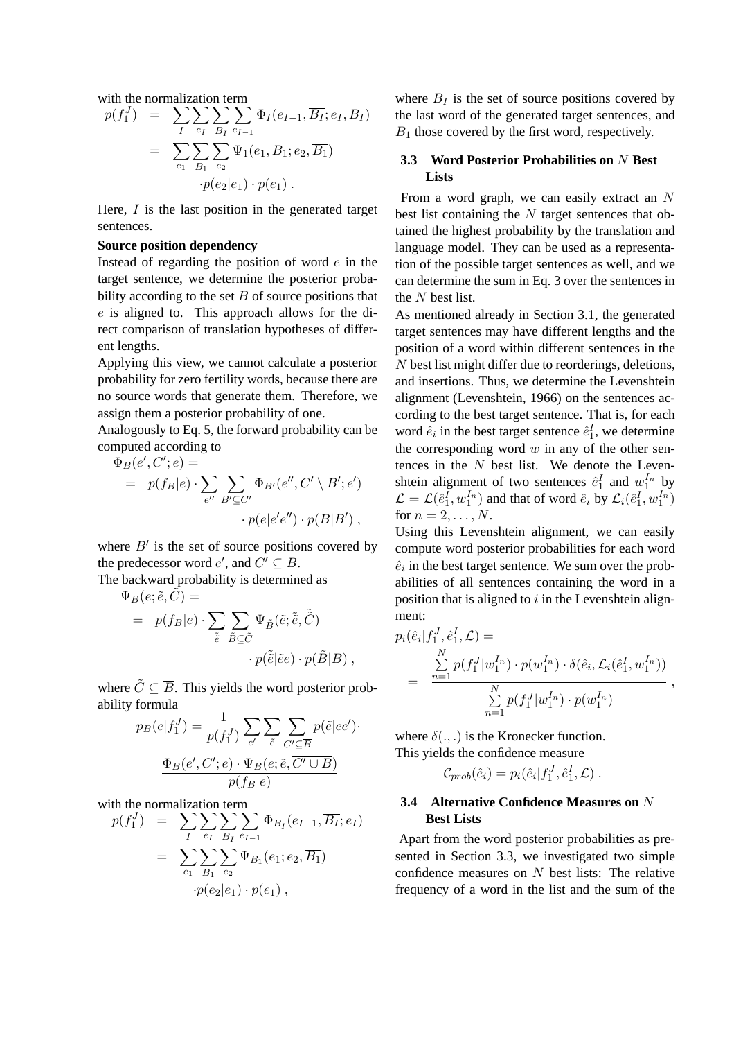with the normalization term

$$
\begin{aligned}
p(f_1^J) &= \sum_I \sum_{e_I} \sum_{B_I} \sum_{e_{I-1}} \Phi_I(e_{I-1}, \overline{B_I}; e_I, B_I) \\
&= \sum_{e_1} \sum_{B_1} \sum_{e_2} \Psi_1(e_1, B_1; e_2, \overline{B_1}) \\
&\quad \cdot p(e_2|e_1) \cdot p(e_1) \ .
\end{aligned}
$$

Here, $I$ is the last position in the generated target sentences.

**Source position dependency**

Instead of regarding the position of word $e$ in the target sentence, we determine the posterior probability according to the set $B$ of source positions that $e$ is aligned to. This approach allows for the direct comparison of translation hypotheses of different lengths.

Applying this view, we cannot calculate a posterior probability for zero fertility words, because there are no source words that generate them. Therefore, we assign them a posterior probability of one.

Analogously to Eq. 5, the forward probability can be computed according to

$$
\begin{aligned}
&\Phi_B(e', C'; e) = \\
&= p(f_B|e) \cdot \sum_{e''} \sum_{B' \subseteq C'} \Phi_{B'}(e'', C' \setminus B'; e') \\
&\quad \cdot p(e|e'e'') \cdot p(B|B') \ ,
\end{aligned}
$$

where $B'$ is the set of source positions covered by the predecessor word $e'$, and $C' \subseteq \overline{B}$.

The backward probability is determined as

$$
\begin{aligned}
&\Psi_B(e; \tilde{e}, \tilde{C}) = \\
&= p(f_B|e) \cdot \sum_{\tilde{\tilde{e}}} \sum_{\tilde{B} \subseteq \tilde{C}} \Psi_{\tilde{B}}(\tilde{e}; \tilde{\tilde{e}}, \tilde{\tilde{C}}) \\
&\quad \cdot p(\tilde{\tilde{e}}|\tilde{e}e) \cdot p(\tilde{B}|B) \ ,
\end{aligned}
$$

where $\tilde{C} \subseteq \overline{B}$. This yields the word posterior probability formula

$$
p_B(e|f_1^J) = \frac{1}{p(f_1^J)} \sum_{e'} \sum_{\tilde{e}} \sum_{C' \subseteq \overline{B}} p(\tilde{e}|ee') \cdot \frac{\Phi_B(e', C'; e) \cdot \Psi_B(e; \tilde{e}, \overline{C' \cup B})}{p(f_B|e)}
$$

with the normalization term

$$
\begin{aligned}
p(f_1^J) &= \sum_I \sum_{e_I} \sum_{B_I} \sum_{e_{I-1}} \Phi_{B_I}(e_{I-1}, \overline{B_I}; e_I) \\
&= \sum_{e_1} \sum_{B_1} \sum_{e_2} \Psi_{B_1}(e_1; e_2, \overline{B_1}) \\
&\quad \cdot p(e_2|e_1) \cdot p(e_1) \ ,
\end{aligned}
$$

where $B_I$ is the set of source positions covered by the last word of the generated target sentences, and $B_1$ those covered by the first word, respectively.

### 3.3 Word Posterior Probabilities on $N$ Best Lists

From a word graph, we can easily extract an $N$ best list containing the $N$ target sentences that obtained the highest probability by the translation and language model. They can be used as a representation of the possible target sentences as well, and we can determine the sum in Eq. 3 over the sentences in the $N$ best list.

As mentioned already in Section 3.1, the generated target sentences may have different lengths and the position of a word within different sentences in the $N$ best list might differ due to reorderings, deletions, and insertions. Thus, we determine the Levenshtein alignment (Levenshtein, 1966) on the sentences according to the best target sentence. That is, for each word $\hat{e}_i$ in the best target sentence $\hat{e}_1^I$, we determine the corresponding word $w$ in any of the other sentences in the $N$ best list. We denote the Levenshtein alignment of two sentences $\hat{e}_1^I$ and $w_1^{I_n}$ by $\mathcal{L} = \mathcal{L}(\hat{e}_1^I, w_1^{I_n})$ and that of word $\hat{e}_i$ by $\mathcal{L}_i(\hat{e}_1^I, w_1^{I_n})$ for $n = 2, \ldots, N$.

Using this Levenshtein alignment, we can easily compute word posterior probabilities for each word $\hat{e}_i$ in the best target sentence. We sum over the probabilities of all sentences containing the word in a position that is aligned to $i$ in the Levenshtein alignment:

$$
\begin{aligned}
&p_i(\hat{e}_i|f_1^J, \hat{e}_1^I, \mathcal{L}) = \\
&= \frac{\sum\limits_{n=1}^{N} p(f_1^J|w_1^{I_n}) \cdot p(w_1^{I_n}) \cdot \delta(\hat{e}_i, \mathcal{L}_i(\hat{e}_1^I, w_1^{I_n}))}{\sum\limits_{n=1}^{N} p(f_1^J|w_1^{I_n}) \cdot p(w_1^{I_n})} \ ,
\end{aligned}
$$

where $\delta(.,.)$ is the Kronecker function.

This yields the confidence measure

$$
\mathcal{C}_{prob}(\hat{e}_i) = p_i(\hat{e}_i|f_1^J, \hat{e}_1^I, \mathcal{L}) \ .
$$

### 3.4 Alternative Confidence Measures on $N$ Best Lists

Apart from the word posterior probabilities as presented in Section 3.3, we investigated two simple confidence measures on $N$ best lists: The relative frequency of a word in the list and the sum of the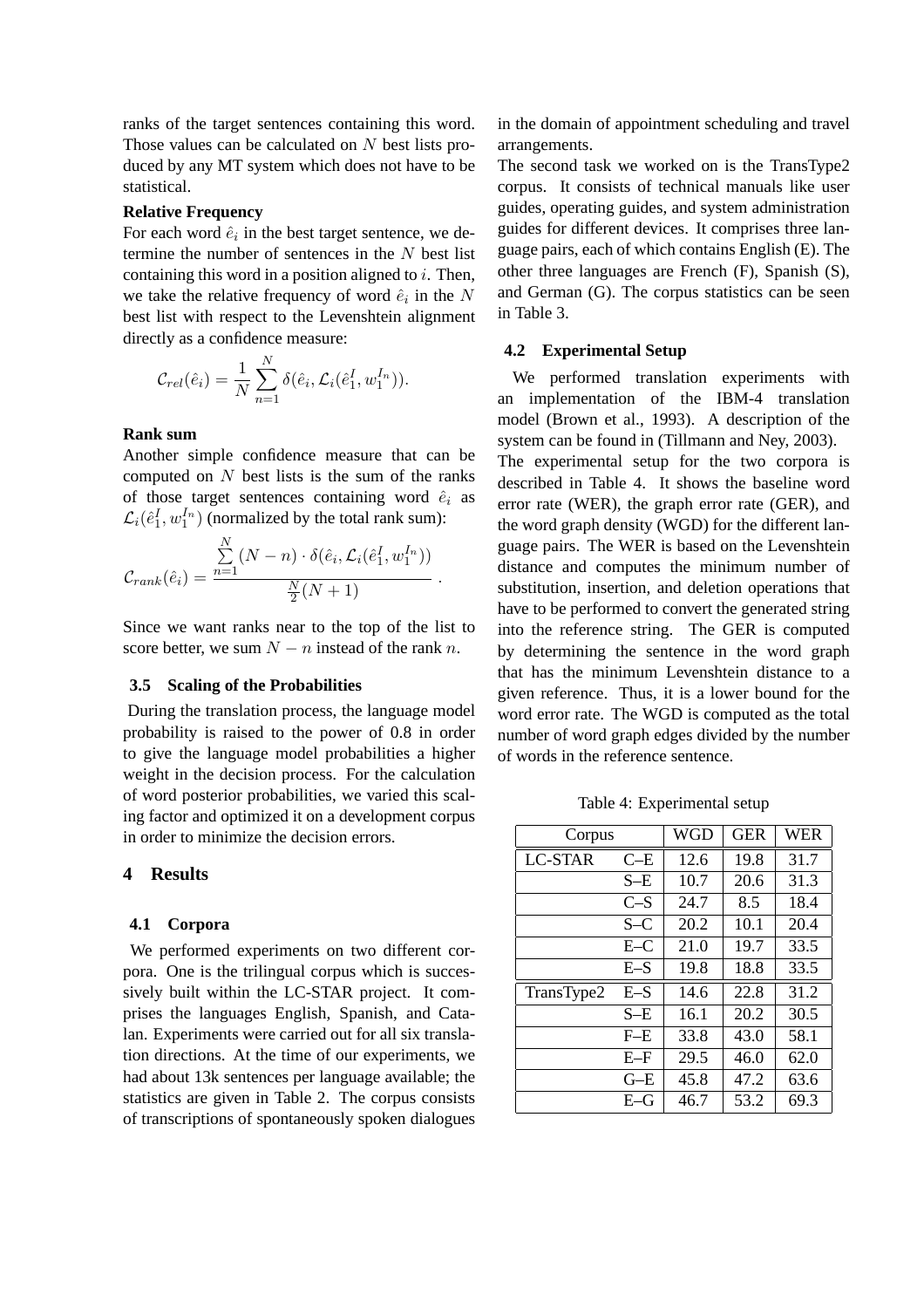ranks of the target sentences containing this word. Those values can be calculated on $N$ best lists produced by any MT system which does not have to be statistical.

**Relative Frequency**

For each word $\hat{e}_i$ in the best target sentence, we determine the number of sentences in the $N$ best list containing this word in a position aligned to $i$. Then, we take the relative frequency of word $\hat{e}_i$ in the $N$ best list with respect to the Levenshtein alignment directly as a confidence measure:

$$\mathcal{C}_{rel}(\hat{e}_i) = \frac{1}{N} \sum_{n=1}^{N} \delta(\hat{e}_i, \mathcal{L}_i(\hat{e}_1^I, w_1^{I_n})).$$

**Rank sum**

Another simple confidence measure that can be computed on $N$ best lists is the sum of the ranks of those target sentences containing word $\hat{e}_i$ as $\mathcal{L}_i(\hat{e}_1^I, w_1^{I_n})$ (normalized by the total rank sum):

$$\mathcal{C}_{rank}(\hat{e}_i) = \frac{\sum_{n=1}^{N} (N-n) \cdot \delta(\hat{e}_i, \mathcal{L}_i(\hat{e}_1^I, w_1^{I_n}))}{\frac{N}{2}(N+1)} .$$

Since we want ranks near to the top of the list to score better, we sum $N - n$ instead of the rank $n$.

### 3.5 Scaling of the Probabilities

During the translation process, the language model probability is raised to the power of 0.8 in order to give the language model probabilities a higher weight in the decision process. For the calculation of word posterior probabilities, we varied this scaling factor and optimized it on a development corpus in order to minimize the decision errors.

## 4 Results

### 4.1 Corpora

We performed experiments on two different corpora. One is the trilingual corpus which is successively built within the LC-STAR project. It comprises the languages English, Spanish, and Catalan. Experiments were carried out for all six translation directions. At the time of our experiments, we had about 13k sentences per language available; the statistics are given in Table 2. The corpus consists of transcriptions of spontaneously spoken dialogues in the domain of appointment scheduling and travel arrangements.

The second task we worked on is the TransType2 corpus. It consists of technical manuals like user guides, operating guides, and system administration guides for different devices. It comprises three language pairs, each of which contains English (E). The other three languages are French (F), Spanish (S), and German (G). The corpus statistics can be seen in Table 3.

### 4.2 Experimental Setup

We performed translation experiments with an implementation of the IBM-4 translation model (Brown et al., 1993). A description of the system can be found in (Tillmann and Ney, 2003).

The experimental setup for the two corpora is described in Table 4. It shows the baseline word error rate (WER), the graph error rate (GER), and the word graph density (WGD) for the different language pairs. The WER is based on the Levenshtein distance and computes the minimum number of substitution, insertion, and deletion operations that have to be performed to convert the generated string into the reference string. The GER is computed by determining the sentence in the word graph that has the minimum Levenshtein distance to a given reference. Thus, it is a lower bound for the word error rate. The WGD is computed as the total number of word graph edges divided by the number of words in the reference sentence.

Table 4: Experimental setup

| Corpus | | WGD | GER | WER |
|---|---|---|---|---|
| LC-STAR | C–E | 12.6 | 19.8 | 31.7 |
| | S–E | 10.7 | 20.6 | 31.3 |
| | C–S | 24.7 | 8.5 | 18.4 |
| | S–C | 20.2 | 10.1 | 20.4 |
| | E–C | 21.0 | 19.7 | 33.5 |
| | E–S | 19.8 | 18.8 | 33.5 |
| TransType2 | E–S | 14.6 | 22.8 | 31.2 |
| | S–E | 16.1 | 20.2 | 30.5 |
| | F–E | 33.8 | 43.0 | 58.1 |
| | E–F | 29.5 | 46.0 | 62.0 |
| | G–E | 45.8 | 47.2 | 63.6 |
| | E–G | 46.7 | 53.2 | 69.3 |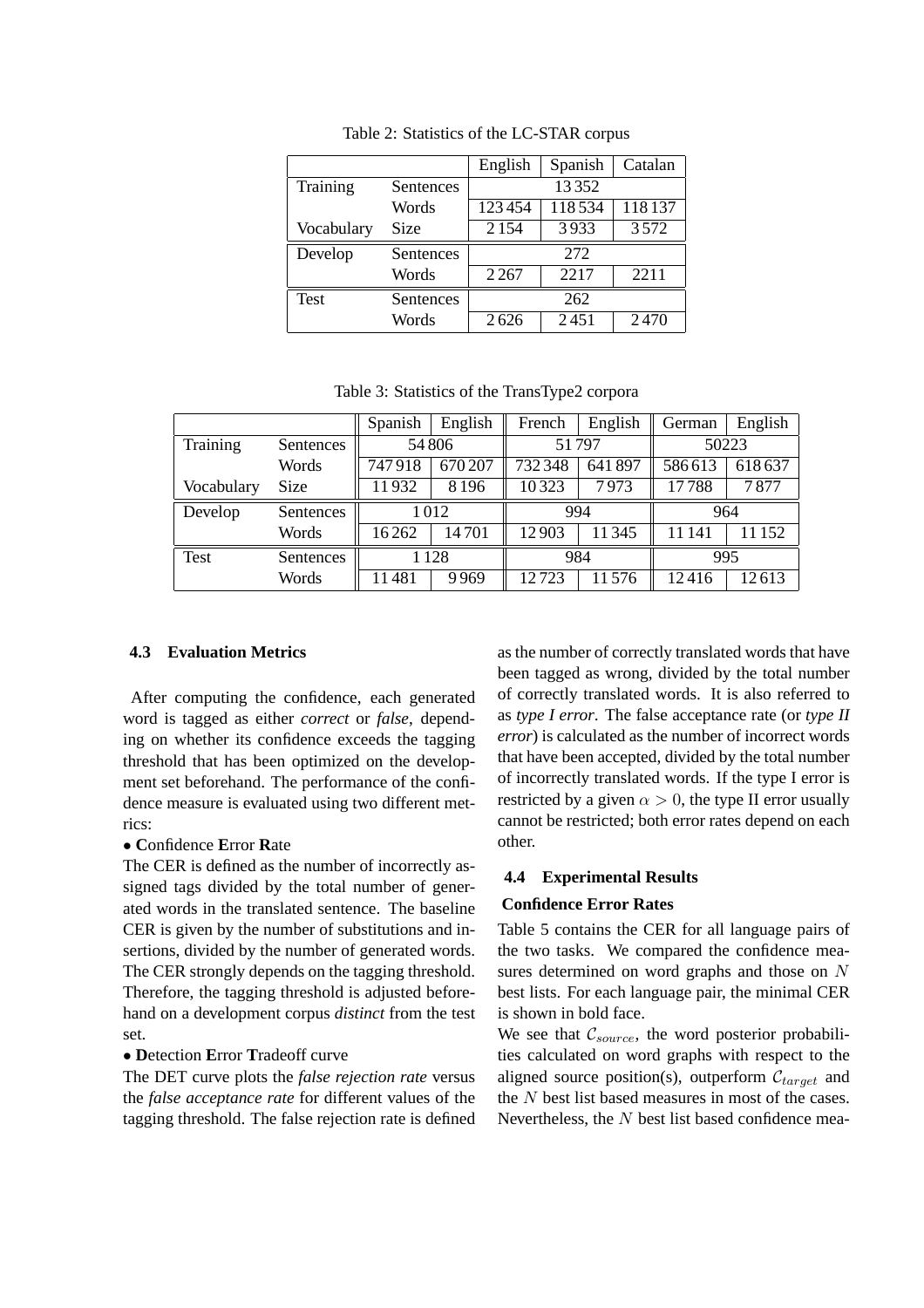Table 2: Statistics of the LC-STAR corpus

| | | English | Spanish | Catalan |
|---|---|---|---|---|
| Training | Sentences | 13 352 | | |
| | Words | 123 454 | 118 534 | 118 137 |
| Vocabulary | Size | 2 154 | 3 933 | 3 572 |
| Develop | Sentences | 272 | | |
| | Words | 2 267 | 2217 | 2211 |
| Test | Sentences | 262 | | |
| | Words | 2 626 | 2 451 | 2 470 |

Table 3: Statistics of the TransType2 corpora

| | | Spanish | English | French | English | German | English |
|---|---|---|---|---|---|---|---|
| Training | Sentences | 54 806 | | 51 797 | | 50223 | |
| | Words | 747 918 | 670 207 | 732 348 | 641 897 | 586 613 | 618 637 |
| Vocabulary | Size | 11 932 | 8 196 | 10 323 | 7 973 | 17 788 | 7 877 |
| Develop | Sentences | 1 012 | | 994 | | 964 | |
| | Words | 16 262 | 14 701 | 12 903 | 11 345 | 11 141 | 11 152 |
| Test | Sentences | 1 128 | | 984 | | 995 | |
| | Words | 11 481 | 9 969 | 12 723 | 11 576 | 12 416 | 12 613 |

### 4.3 Evaluation Metrics

After computing the confidence, each generated word is tagged as either *correct* or *false*, depending on whether its confidence exceeds the tagging threshold that has been optimized on the development set beforehand. The performance of the confidence measure is evaluated using two different metrics:

• **C**onfidence **E**rror **R**ate

The CER is defined as the number of incorrectly assigned tags divided by the total number of generated words in the translated sentence. The baseline CER is given by the number of substitutions and insertions, divided by the number of generated words. The CER strongly depends on the tagging threshold. Therefore, the tagging threshold is adjusted beforehand on a development corpus *distinct* from the test set.

• **D**etection **E**rror **T**radeoff curve

The DET curve plots the *false rejection rate* versus the *false acceptance rate* for different values of the tagging threshold. The false rejection rate is defined as the number of correctly translated words that have been tagged as wrong, divided by the total number of correctly translated words. It is also referred to as *type I error*. The false acceptance rate (or *type II error*) is calculated as the number of incorrect words that have been accepted, divided by the total number of incorrectly translated words. If the type I error is restricted by a given $\alpha > 0$, the type II error usually cannot be restricted; both error rates depend on each other.

### 4.4 Experimental Results

**Confidence Error Rates**

Table 5 contains the CER for all language pairs of the two tasks. We compared the confidence measures determined on word graphs and those on $N$ best lists. For each language pair, the minimal CER is shown in bold face.

We see that $\mathcal{C}_{source}$, the word posterior probabilities calculated on word graphs with respect to the aligned source position(s), outperform $\mathcal{C}_{target}$ and the $N$ best list based measures in most of the cases. Nevertheless, the $N$ best list based confidence mea-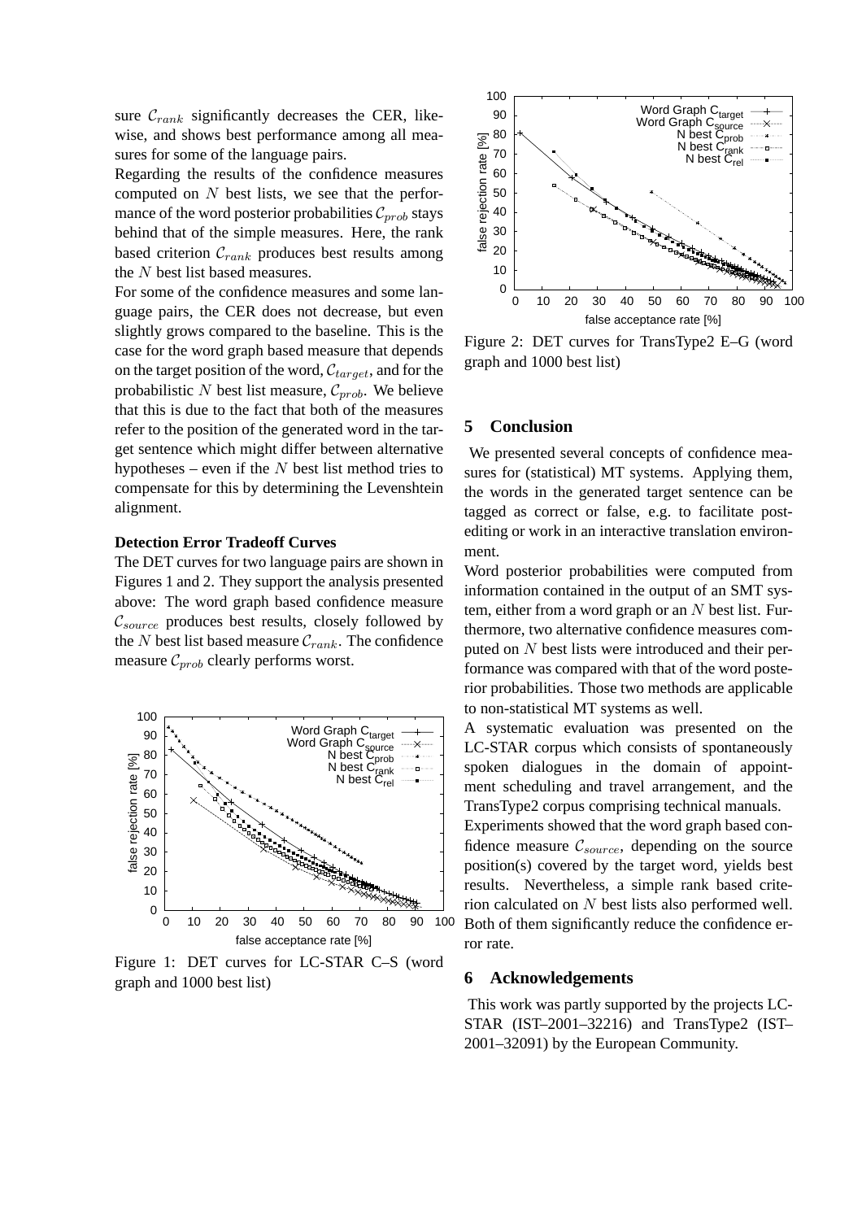sure $\mathcal{C}_{rank}$ significantly decreases the CER, likewise, and shows best performance among all measures for some of the language pairs.

Regarding the results of the confidence measures computed on $N$ best lists, we see that the performance of the word posterior probabilities $\mathcal{C}_{prob}$ stays behind that of the simple measures. Here, the rank based criterion $\mathcal{C}_{rank}$ produces best results among the $N$ best list based measures.

For some of the confidence measures and some language pairs, the CER does not decrease, but even slightly grows compared to the baseline. This is the case for the word graph based measure that depends on the target position of the word, $\mathcal{C}_{target}$, and for the probabilistic $N$ best list measure, $\mathcal{C}_{prob}$. We believe that this is due to the fact that both of the measures refer to the position of the generated word in the target sentence which might differ between alternative hypotheses – even if the $N$ best list method tries to compensate for this by determining the Levenshtein alignment.

**Detection Error Tradeoff Curves**

The DET curves for two language pairs are shown in Figures 1 and 2. They support the analysis presented above: The word graph based confidence measure $\mathcal{C}_{source}$ produces best results, closely followed by the $N$ best list based measure $\mathcal{C}_{rank}$. The confidence measure $\mathcal{C}_{prob}$ clearly performs worst.

Figure 1: DET curves for LC-STAR C–S (word graph and 1000 best list)

Figure 2: DET curves for TransType2 E–G (word graph and 1000 best list)

## 5 Conclusion

We presented several concepts of confidence measures for (statistical) MT systems. Applying them, the words in the generated target sentence can be tagged as correct or false, e.g. to facilitate post-editing or work in an interactive translation environment.

Word posterior probabilities were computed from information contained in the output of an SMT system, either from a word graph or an $N$ best list. Furthermore, two alternative confidence measures computed on $N$ best lists were introduced and their performance was compared with that of the word posterior probabilities. Those two methods are applicable to non-statistical MT systems as well.

A systematic evaluation was presented on the LC-STAR corpus which consists of spontaneously spoken dialogues in the domain of appointment scheduling and travel arrangement, and the TransType2 corpus comprising technical manuals.

Experiments showed that the word graph based confidence measure $\mathcal{C}_{source}$, depending on the source position(s) covered by the target word, yields best results. Nevertheless, a simple rank based criterion calculated on $N$ best lists also performed well. Both of them significantly reduce the confidence error rate.

## 6 Acknowledgements

This work was partly supported by the projects LC-STAR (IST–2001–32216) and TransType2 (IST–2001–32091) by the European Community.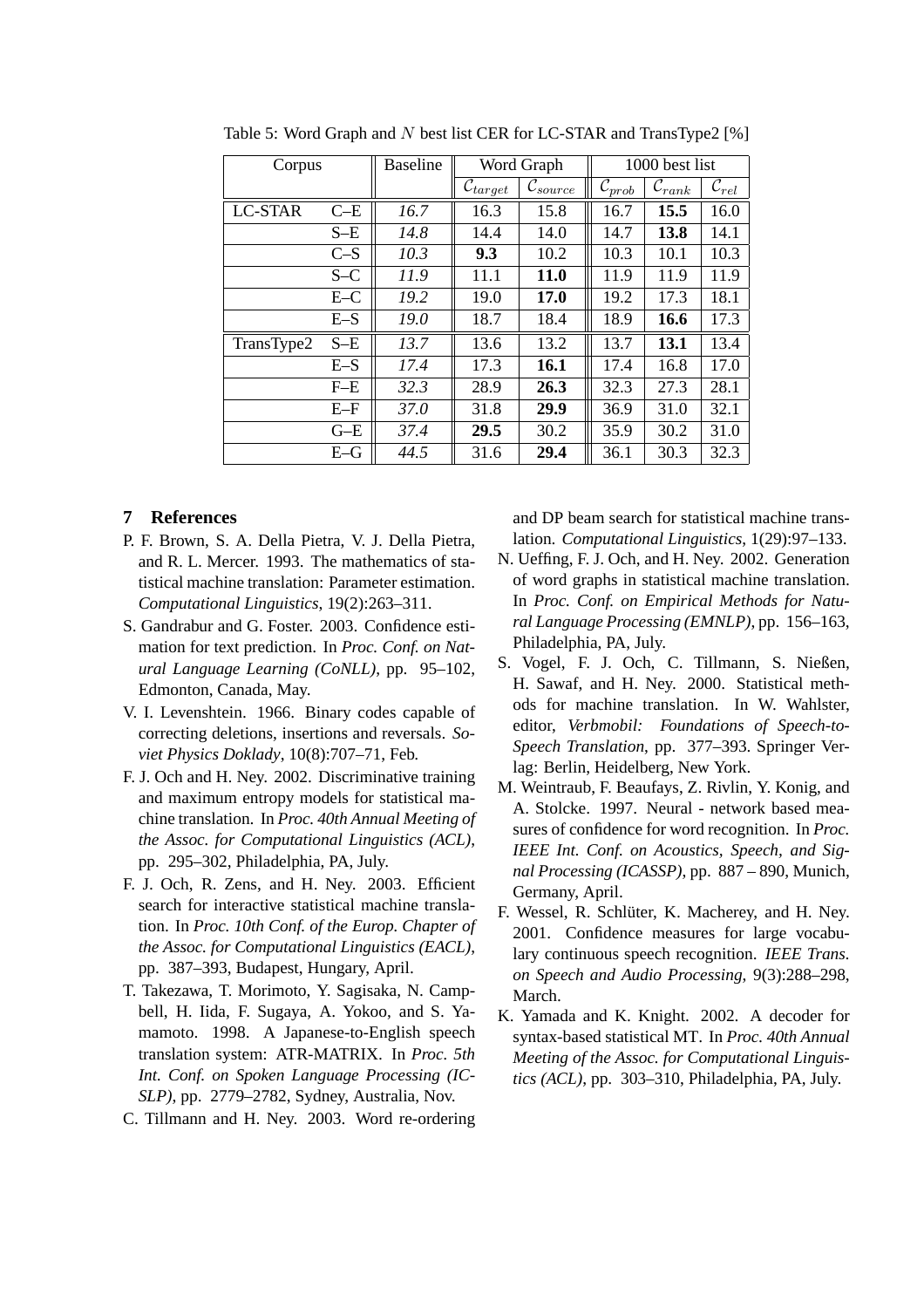Table 5: Word Graph and $N$ best list CER for LC-STAR and TransType2 [%]

| Corpus | | Baseline | Word Graph | | 1000 best list | | |
|---|---|---|---|---|---|---|---|
| | | | $\mathcal{C}_{target}$ | $\mathcal{C}_{source}$ | $\mathcal{C}_{prob}$ | $\mathcal{C}_{rank}$ | $\mathcal{C}_{rel}$ |
| LC-STAR | C–E | *16.7* | 16.3 | 15.8 | 16.7 | **15.5** | 16.0 |
| | S–E | *14.8* | 14.4 | 14.0 | 14.7 | **13.8** | 14.1 |
| | C–S | *10.3* | **9.3** | 10.2 | 10.3 | 10.1 | 10.3 |
| | S–C | *11.9* | 11.1 | **11.0** | 11.9 | 11.9 | 11.9 |
| | E–C | *19.2* | 19.0 | **17.0** | 19.2 | 17.3 | 18.1 |
| | E–S | *19.0* | 18.7 | 18.4 | 18.9 | **16.6** | 17.3 |
| TransType2 | S–E | *13.7* | 13.6 | 13.2 | 13.7 | **13.1** | 13.4 |
| | E–S | *17.4* | 17.3 | **16.1** | 17.4 | 16.8 | 17.0 |
| | F–E | *32.3* | 28.9 | **26.3** | 32.3 | 27.3 | 28.1 |
| | E–F | *37.0* | 31.8 | **29.9** | 36.9 | 31.0 | 32.1 |
| | G–E | *37.4* | **29.5** | 30.2 | 35.9 | 30.2 | 31.0 |
| | E–G | *44.5* | 31.6 | **29.4** | 36.1 | 30.3 | 32.3 |

## 7 References

P. F. Brown, S. A. Della Pietra, V. J. Della Pietra, and R. L. Mercer. 1993. The mathematics of statistical machine translation: Parameter estimation. *Computational Linguistics*, 19(2):263–311.

S. Gandrabur and G. Foster. 2003. Confidence estimation for text prediction. In *Proc. Conf. on Natural Language Learning (CoNLL)*, pp. 95–102, Edmonton, Canada, May.

V. I. Levenshtein. 1966. Binary codes capable of correcting deletions, insertions and reversals. *Soviet Physics Doklady*, 10(8):707–71, Feb.

F. J. Och and H. Ney. 2002. Discriminative training and maximum entropy models for statistical machine translation. In *Proc. 40th Annual Meeting of the Assoc. for Computational Linguistics (ACL)*, pp. 295–302, Philadelphia, PA, July.

F. J. Och, R. Zens, and H. Ney. 2003. Efficient search for interactive statistical machine translation. In *Proc. 10th Conf. of the Europ. Chapter of the Assoc. for Computational Linguistics (EACL)*, pp. 387–393, Budapest, Hungary, April.

T. Takezawa, T. Morimoto, Y. Sagisaka, N. Campbell, H. Iida, F. Sugaya, A. Yokoo, and S. Yamamoto. 1998. A Japanese-to-English speech translation system: ATR-MATRIX. In *Proc. 5th Int. Conf. on Spoken Language Processing (ICSLP)*, pp. 2779–2782, Sydney, Australia, Nov.

C. Tillmann and H. Ney. 2003. Word re-ordering and DP beam search for statistical machine translation. *Computational Linguistics*, 1(29):97–133.

N. Ueffing, F. J. Och, and H. Ney. 2002. Generation of word graphs in statistical machine translation. In *Proc. Conf. on Empirical Methods for Natural Language Processing (EMNLP)*, pp. 156–163, Philadelphia, PA, July.

S. Vogel, F. J. Och, C. Tillmann, S. Nießen, H. Sawaf, and H. Ney. 2000. Statistical methods for machine translation. In W. Wahlster, editor, *Verbmobil: Foundations of Speech-to-Speech Translation*, pp. 377–393. Springer Verlag: Berlin, Heidelberg, New York.

M. Weintraub, F. Beaufays, Z. Rivlin, Y. Konig, and A. Stolcke. 1997. Neural - network based measures of confidence for word recognition. In *Proc. IEEE Int. Conf. on Acoustics, Speech, and Signal Processing (ICASSP)*, pp. 887 – 890, Munich, Germany, April.

F. Wessel, R. Schlüter, K. Macherey, and H. Ney. 2001. Confidence measures for large vocabulary continuous speech recognition. *IEEE Trans. on Speech and Audio Processing*, 9(3):288–298, March.

K. Yamada and K. Knight. 2002. A decoder for syntax-based statistical MT. In *Proc. 40th Annual Meeting of the Assoc. for Computational Linguistics (ACL)*, pp. 303–310, Philadelphia, PA, July.